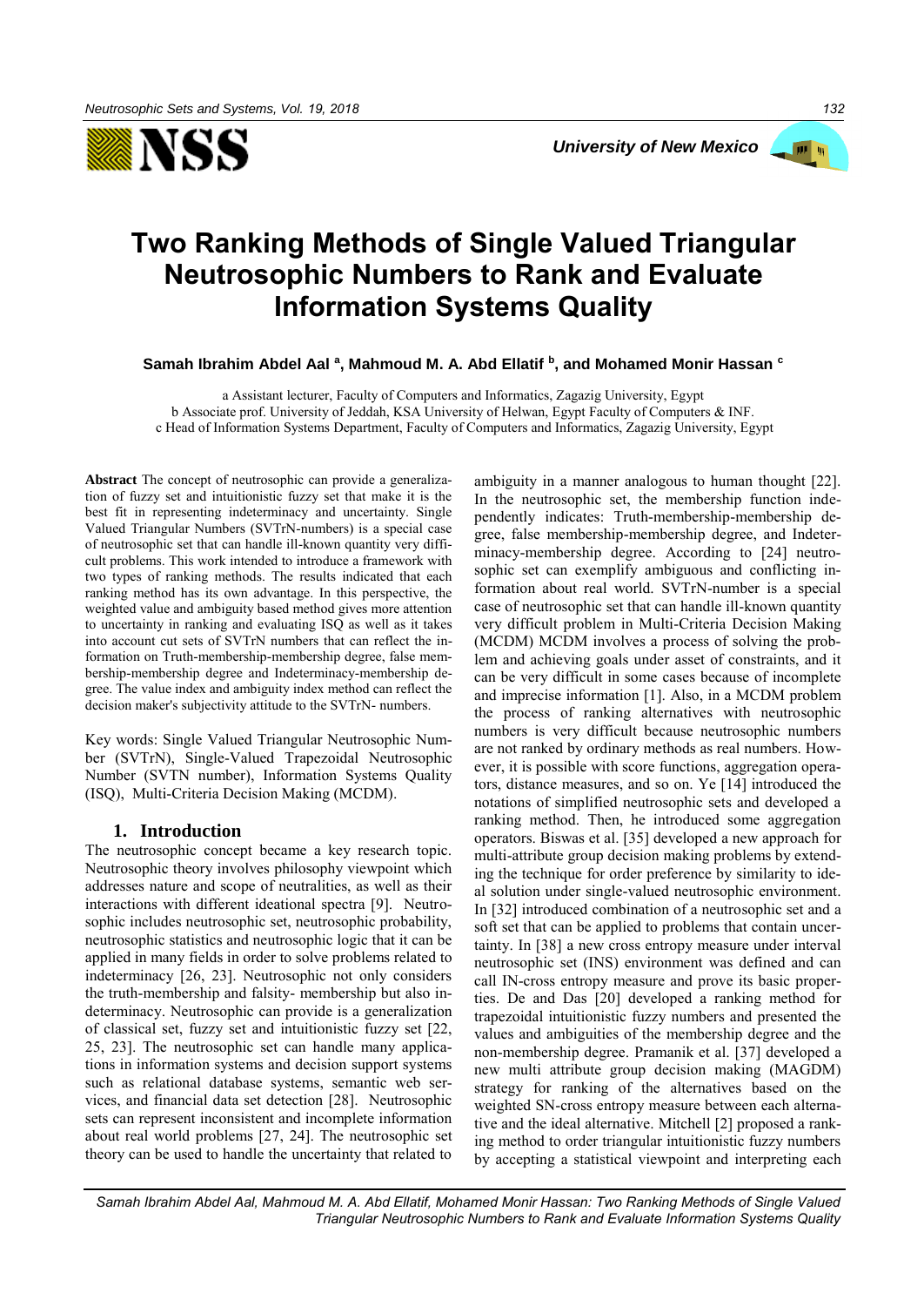# Two Ranking Methods of Single Valued Triangular Neutrosophic Numbers to Rank and Evaluate Information Systems Quality

**Samah Ibrahim Abdel Aal [a], Mahmoud M. A. Abd Ellatif [b], and Mohamed Monir Hassan [c]**

a Assistant lecturer, Faculty of Computers and Informatics, Zagazig University, Egypt
b Associate prof. University of Jeddah, KSA University of Helwan, Egypt Faculty of Computers & INF.
c Head of Information Systems Department, Faculty of Computers and Informatics, Zagazig University, Egypt

**Abstract** The concept of neutrosophic can provide a generalization of fuzzy set and intuitionistic fuzzy set that make it is the best fit in representing indeterminacy and uncertainty. Single Valued Triangular Numbers (SVTrN-numbers) is a special case of neutrosophic set that can handle ill-known quantity very difficult problems. This work intended to introduce a framework with two types of ranking methods. The results indicated that each ranking method has its own advantage. In this perspective, the weighted value and ambiguity based method gives more attention to uncertainty in ranking and evaluating ISQ as well as it takes into account cut sets of SVTrN numbers that can reflect the information on Truth-membership-membership degree, false membership-membership degree and Indeterminacy-membership degree. The value index and ambiguity index method can reflect the decision maker's subjectivity attitude to the SVTrN- numbers.

Key words: Single Valued Triangular Neutrosophic Number (SVTrN), Single-Valued Trapezoidal Neutrosophic Number (SVTN number), Information Systems Quality (ISQ), Multi-Criteria Decision Making (MCDM).

## 1. Introduction

The neutrosophic concept became a key research topic. Neutrosophic theory involves philosophy viewpoint which addresses nature and scope of neutralities, as well as their interactions with different ideational spectra [9]. Neutrosophic includes neutrosophic set, neutrosophic probability, neutrosophic statistics and neutrosophic logic that it can be applied in many fields in order to solve problems related to indeterminacy [26, 23]. Neutrosophic not only considers the truth-membership and falsity- membership but also indeterminacy. Neutrosophic can provide is a generalization of classical set, fuzzy set and intuitionistic fuzzy set [22, 25, 23]. The neutrosophic set can handle many applications in information systems and decision support systems such as relational database systems, semantic web services, and financial data set detection [28]. Neutrosophic sets can represent inconsistent and incomplete information about real world problems [27, 24]. The neutrosophic set theory can be used to handle the uncertainty that related to ambiguity in a manner analogous to human thought [22]. In the neutrosophic set, the membership function independently indicates: Truth-membership-membership degree, false membership-membership degree, and Indeterminacy-membership degree. According to [24] neutrosophic set can exemplify ambiguous and conflicting information about real world. SVTrN-number is a special case of neutrosophic set that can handle ill-known quantity very difficult problem in Multi-Criteria Decision Making (MCDM) MCDM involves a process of solving the problem and achieving goals under asset of constraints, and it can be very difficult in some cases because of incomplete and imprecise information [1]. Also, in a MCDM problem the process of ranking alternatives with neutrosophic numbers is very difficult because neutrosophic numbers are not ranked by ordinary methods as real numbers. However, it is possible with score functions, aggregation operators, distance measures, and so on. Ye [14] introduced the notations of simplified neutrosophic sets and developed a ranking method. Then, he introduced some aggregation operators. Biswas et al. [35] developed a new approach for multi-attribute group decision making problems by extending the technique for order preference by similarity to ideal solution under single-valued neutrosophic environment. In [32] introduced combination of a neutrosophic set and a soft set that can be applied to problems that contain uncertainty. In [38] a new cross entropy measure under interval neutrosophic set (INS) environment was defined and can call IN-cross entropy measure and prove its basic properties. De and Das [20] developed a ranking method for trapezoidal intuitionistic fuzzy numbers and presented the values and ambiguities of the membership degree and the non-membership degree. Pramanik et al. [37] developed a new multi attribute group decision making (MAGDM) strategy for ranking of the alternatives based on the weighted SN-cross entropy measure between each alternative and the ideal alternative. Mitchell [2] proposed a ranking method to order triangular intuitionistic fuzzy numbers by accepting a statistical viewpoint and interpreting each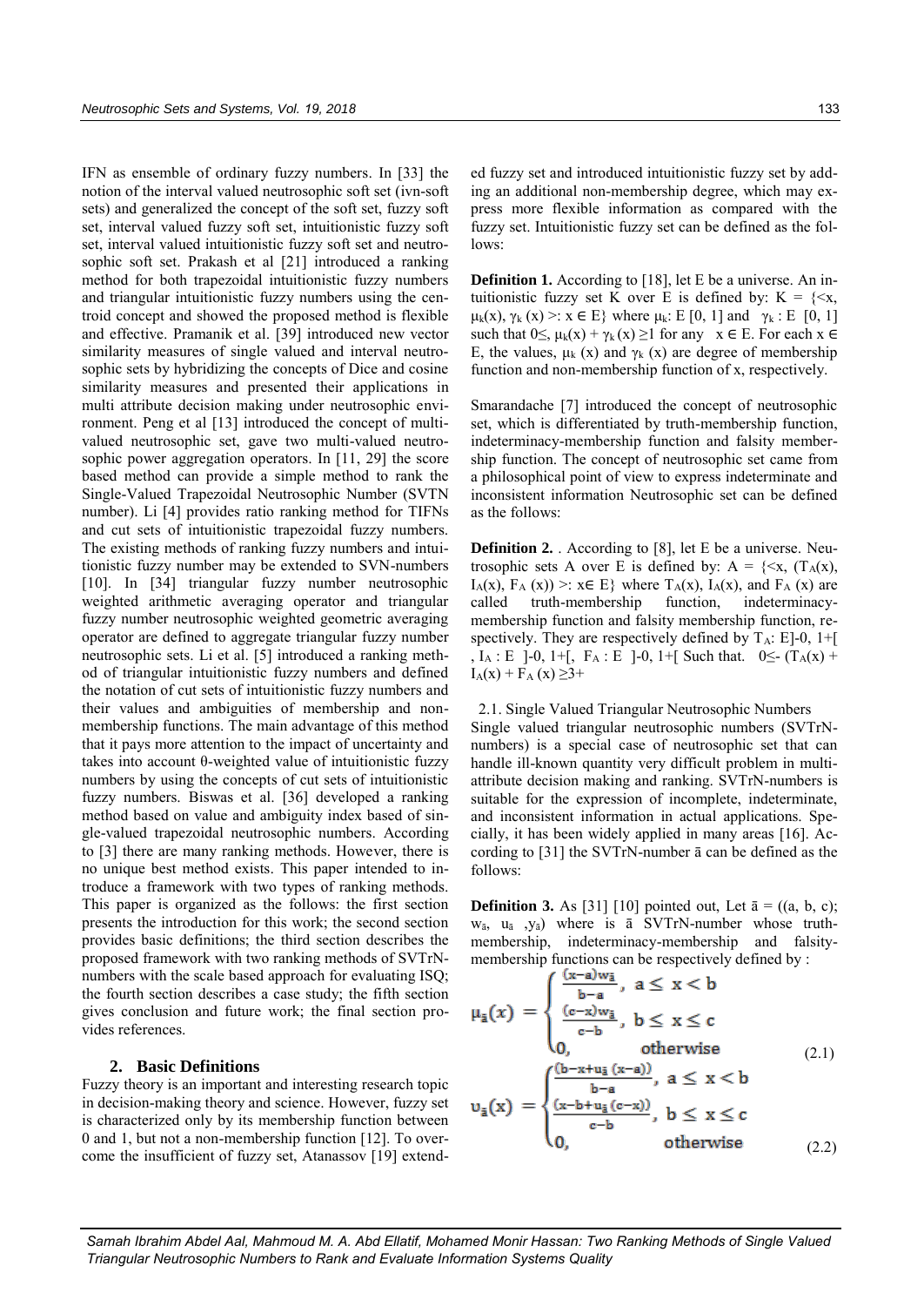IFN as ensemble of ordinary fuzzy numbers. In [33] the notion of the interval valued neutrosophic soft set (ivn-soft sets) and generalized the concept of the soft set, fuzzy soft set, interval valued fuzzy soft set, intuitionistic fuzzy soft set, interval valued intuitionistic fuzzy soft set and neutrosophic soft set. Prakash et al [21] introduced a ranking method for both trapezoidal intuitionistic fuzzy numbers and triangular intuitionistic fuzzy numbers using the centroid concept and showed the proposed method is flexible and effective. Pramanik et al. [39] introduced new vector similarity measures of single valued and interval neutrosophic sets by hybridizing the concepts of Dice and cosine similarity measures and presented their applications in multi attribute decision making under neutrosophic environment. Peng et al [13] introduced the concept of multi-valued neutrosophic set, gave two multi-valued neutrosophic power aggregation operators. In [11, 29] the score based method can provide a simple method to rank the Single-Valued Trapezoidal Neutrosophic Number (SVTN number). Li [4] provides ratio ranking method for TIFNs and cut sets of intuitionistic trapezoidal fuzzy numbers. The existing methods of ranking fuzzy numbers and intuitionistic fuzzy number may be extended to SVN-numbers [10]. In [34] triangular fuzzy number neutrosophic weighted arithmetic averaging operator and triangular fuzzy number neutrosophic weighted geometric averaging operator are defined to aggregate triangular fuzzy number neutrosophic sets. Li et al. [5] introduced a ranking method of triangular intuitionistic fuzzy numbers and defined the notation of cut sets of intuitionistic fuzzy numbers and their values and ambiguities of membership and non-membership functions. The main advantage of this method that it pays more attention to the impact of uncertainty and takes into account θ-weighted value of intuitionistic fuzzy numbers by using the concepts of cut sets of intuitionistic fuzzy numbers. Biswas et al. [36] developed a ranking method based on value and ambiguity index based of single-valued trapezoidal neutrosophic numbers. According to [3] there are many ranking methods. However, there is no unique best method exists. This paper intended to introduce a framework with two types of ranking methods. This paper is organized as the follows: the first section presents the introduction for this work; the second section provides basic definitions; the third section describes the proposed framework with two ranking methods of SVTrN-numbers with the scale based approach for evaluating ISQ; the fourth section describes a case study; the fifth section gives conclusion and future work; the final section provides references.

## 2. Basic Definitions

Fuzzy theory is an important and interesting research topic in decision-making theory and science. However, fuzzy set is characterized only by its membership function between 0 and 1, but not a non-membership function [12]. To overcome the insufficient of fuzzy set, Atanassov [19] extended fuzzy set and introduced intuitionistic fuzzy set by adding an additional non-membership degree, which may express more flexible information as compared with the fuzzy set. Intuitionistic fuzzy set can be defined as the follows:

**Definition 1.** According to [18], let E be a universe. An intuitionistic fuzzy set K over E is defined by: $K = \{<x, \mu_k(x), \gamma_k(x)>: x \in E\}$ where $\mu_k$: E [0, 1] and $\gamma_k$ : E [0, 1] such that $0 \leq, \mu_k(x) + \gamma_k(x) \geq 1$ for any $x \in E$. For each $x \in E$, the values, $\mu_k(x)$ and $\gamma_k(x)$ are degree of membership function and non-membership function of x, respectively.

Smarandache [7] introduced the concept of neutrosophic set, which is differentiated by truth-membership function, indeterminacy-membership function and falsity membership function. The concept of neutrosophic set came from a philosophical point of view to express indeterminate and inconsistent information Neutrosophic set can be defined as the follows:

**Definition 2.** . According to [8], let E be a universe. Neutrosophic sets A over E is defined by: $A = \{<x, (T_A(x), I_A(x), F_A(x)) >: x \in E\}$ where $T_A(x)$, $I_A(x)$, and $F_A(x)$ are called truth-membership function, indeterminacy-membership function and falsity membership function, respectively. They are respectively defined by $T_A$: E]-0, 1+[ , $I_A$ : E ]-0, 1+[, $F_A$ : E ]-0, 1+[ Such that. $0 \leq - (T_A(x) + I_A(x) + F_A(x) \geq 3+$

2.1. Single Valued Triangular Neutrosophic Numbers

Single valued triangular neutrosophic numbers (SVTrN-numbers) is a special case of neutrosophic set that can handle ill-known quantity very difficult problem in multi-attribute decision making and ranking. SVTrN-numbers is suitable for the expression of incomplete, indeterminate, and inconsistent information in actual applications. Specially, it has been widely applied in many areas [16]. According to [31] the SVTrN-number ā can be defined as the follows:

**Definition 3.** As [31] [10] pointed out, Let $\bar{a} = ((a, b, c); w_{\bar{a}}, u_{\bar{a}}, y_{\bar{a}})$ where is ā SVTrN-number whose truth-membership, indeterminacy-membership and falsity-membership functions can be respectively defined by :

$$\mu_{\bar{a}}(x) = \begin{cases} \frac{(x-a)w_{\bar{a}}}{b-a}, & a \leq x < b \\ \frac{(c-x)w_{\bar{a}}}{c-b}, & b \leq x \leq c \\ 0, & \text{otherwise} \end{cases} \tag{2.1}$$

$$\upsilon_{\bar{a}}(x) = \begin{cases} \frac{(b-x+u_{\bar{a}}(x-a))}{b-a}, & a \leq x < b \\ \frac{(x-b+u_{\bar{a}}(c-x))}{c-b}, & b \leq x \leq c \\ 0, & \text{otherwise} \end{cases} \tag{2.2}$$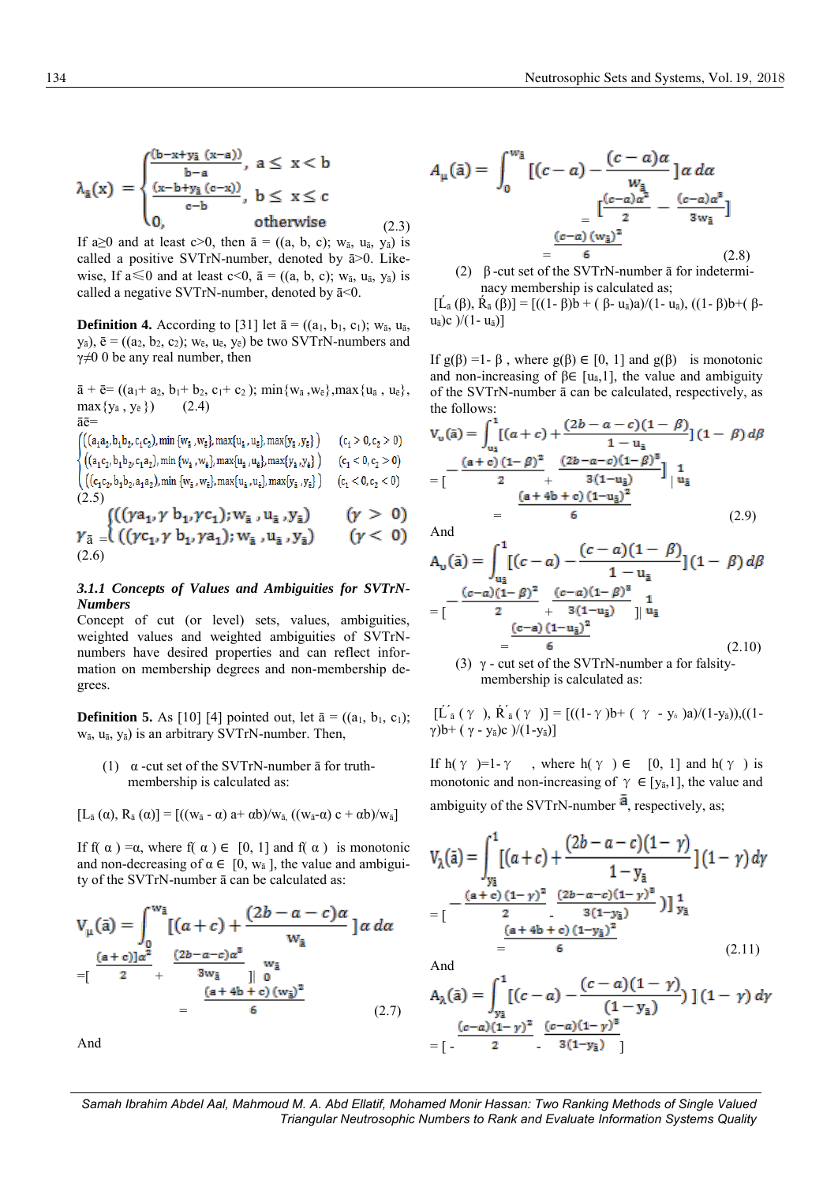$$\lambda_{\tilde{a}}(x) = \begin{cases} \frac{(b-x+y_{\tilde{a}}\ (x-a))}{b-a}, & a \leq x < b \\ \frac{(x-b+y_{\tilde{a}}\ (c-x))}{c-b}, & b \leq x \leq c \\ 0, & \text{otherwise} \end{cases} \quad (2.3)$$

If a≥0 and at least c>0, then ā = ((a, b, c); $w_{\tilde{a}}$, $u_{\tilde{a}}$, $y_{\tilde{a}}$) is called a positive SVTrN-number, denoted by ā>0. Likewise, If a≤0 and at least c<0, ā = ((a, b, c); $w_{\tilde{a}}$, $u_{\tilde{a}}$, $y_{\tilde{a}}$) is called a negative SVTrN-number, denoted by ā<0.

**Definition 4.** According to [31] let ā = (($a_1$, $b_1$, $c_1$); $w_{\tilde{a}}$, $u_{\tilde{a}}$, $y_{\tilde{a}}$), ē = (($a_2$, $b_2$, $c_2$); $w_{\tilde{e}}$, $u_{\tilde{e}}$, $y_{\tilde{e}}$) be two SVTrN-numbers and γ≠0 0 be any real number, then

ā + ē= (($a_1$+ $a_2$, $b_1$+ $b_2$, $c_1$+ $c_2$ ); min{$w_{\tilde{a}}$ ,$w_{\tilde{e}}$},max{$u_{\tilde{a}}$ , $u_{\tilde{e}}$}, max{$y_{\tilde{a}}$ , $y_{\tilde{e}}$ }) (2.4)

āē=

$$\begin{cases} ((a_1a_2, b_1b_2, c_1c_2), \min\{w_{\tilde{a}}, w_{\tilde{e}}\}, \max\{u_{\tilde{a}}, u_{\tilde{e}}\}, \max\{y_{\tilde{a}}, y_{\tilde{e}}\}) & (c_1 > 0, c_2 > 0) \\ ((a_1c_2, b_1b_2, c_1a_2), \min\{w_{\tilde{a}}, w_{\tilde{e}}\}, \max\{u_{\tilde{a}}, u_{\tilde{e}}\}, \max\{y_{\tilde{a}}, y_{\tilde{e}}\}) & (c_1 < 0, c_2 > 0) \\ ((c_1c_2, b_1b_2, a_1a_2), \min\{w_{\tilde{a}}, w_{\tilde{e}}\}, \max\{u_{\tilde{a}}, u_{\tilde{e}}\}, \max\{y_{\tilde{a}}, y_{\tilde{e}}\}) & (c_1 < 0, c_2 < 0) \end{cases}$$

(2.5)

$$\gamma_{\tilde{a}} = \begin{cases} ((\gamma a_1, \gamma\, b_1, \gamma c_1); w_{\tilde{a}}, u_{\tilde{a}}, y_{\tilde{a}}) & (\gamma > 0) \\ ((\gamma c_1, \gamma\, b_1, \gamma a_1); w_{\tilde{a}}, u_{\tilde{a}}, y_{\tilde{a}}) & (\gamma < 0) \end{cases}$$

(2.6)

### *3.1.1 Concepts of Values and Ambiguities for SVTrN-Numbers*

Concept of cut (or level) sets, values, ambiguities, weighted values and weighted ambiguities of SVTrN-numbers have desired properties and can reflect information on membership degrees and non-membership degrees.

**Definition 5.** As [10] [4] pointed out, let ā = (($a_1$, $b_1$, $c_1$); $w_{\tilde{a}}$, $u_{\tilde{a}}$, $y_{\tilde{a}}$) is an arbitrary SVTrN-number. Then,

(1) α -cut set of the SVTrN-number ā for truth-membership is calculated as:

[$L_{\tilde{a}}$ (α), $R_{\tilde{a}}$ (α)] = [(($w_{\tilde{a}}$ - α) a+ αb)/$w_{\tilde{a}}$, (($w_{\tilde{a}}$-α) c + αb)/$w_{\tilde{a}}$]

If f( α ) =α, where f( α ) ∈ [0, 1] and f( α ) is monotonic and non-decreasing of α ∈ [0, $w_{\tilde{a}}$ ], the value and ambiguity of the SVTrN-number ā can be calculated as:

$$V_{\mu}(\tilde{a}) = \int_0^{w_{\tilde{a}}} [(a+c) + \frac{(2b-a-c)\alpha}{w_{\tilde{a}}}]\alpha\, d\alpha$$

$$= [\frac{(a+c)]\alpha^2}{2} + \frac{(2b-a-c)\alpha^3}{3w_{\tilde{a}}}]\Big|_0^{w_{\tilde{a}}}$$

$$= \frac{(a+4b+c)(w_{\tilde{a}})^2}{6} \quad (2.7)$$

And

$$A_{\mu}(\tilde{a}) = \int_0^{w_{\tilde{a}}} [(c-a) - \frac{(c-a)\alpha}{w_{\tilde{a}}}]\alpha\, d\alpha$$

$$= [\frac{(c-a)\alpha^2}{2} - \frac{(c-a)\alpha^3}{3w_{\tilde{a}}}]$$

$$= \frac{(c-a)(w_{\tilde{a}})^2}{6} \quad (2.8)$$

(2) β -cut set of the SVTrN-number ā for indeterminacy membership is calculated as;

[$\acute{L}_{\tilde{a}}$ (β), $\acute{R}_{\tilde{a}}$ (β)] = [((1- β)b + ( β- $u_{\tilde{a}}$)a)/(1- $u_{\tilde{a}}$), ((1- β)b+( β- $u_{\tilde{a}}$)c )/(1- $u_{\tilde{a}}$)]

If g(β) =1- β , where g(β) ∈ [0, 1] and g(β) is monotonic and non-increasing of β∈ [$u_{\tilde{a}}$,1], the value and ambiguity of the SVTrN-number ā can be calculated, respectively, as the follows:

$$V_{\upsilon}(\tilde{a}) = \int_{u_{\tilde{a}}}^{1} [(a+c) + \frac{(2b-a-c)(1-\beta)}{1-u_{\tilde{a}}}](1-\beta)\, d\beta$$

$$= [-\frac{(a+c)(1-\beta)^2}{2} + \frac{(2b-a-c)(1-\beta)^3}{3(1-u_{\tilde{a}})}]\Big|_{u_{\tilde{a}}}^{1}$$

$$= \frac{(a+4b+c)(1-u_{\tilde{a}})^2}{6} \quad (2.9)$$

And

$$A_{\upsilon}(\tilde{a}) = \int_{u_{\tilde{a}}}^{1} [(c-a) - \frac{(c-a)(1-\beta)}{1-u_{\tilde{a}}}](1-\beta)\, d\beta$$

$$= [-\frac{(c-a)(1-\beta)^2}{2} + \frac{(c-a)(1-\beta)^3}{3(1-u_{\tilde{a}})}]\Big|_{u_{\tilde{a}}}^{1}$$

$$= \frac{(c-a)(1-u_{\tilde{a}})^2}{6} \quad (2.10)$$

(3) γ - cut set of the SVTrN-number a for falsity-membership is calculated as:

[$\acute{\acute{L}}_{\tilde{a}}$ ( γ ), $\acute{R}_{\tilde{a}}$ ( γ )] = [((1- γ )b+ ( γ - $y_{\tilde{a}}$ )a)/(1-$y_{\tilde{a}}$)),((1- γ)b+ ( γ - $y_{\tilde{a}}$)c )/(1-$y_{\tilde{a}}$)]

If h( γ )=1- γ , where h( γ ) ∈ [0, 1] and h( γ ) is monotonic and non-increasing of γ ∈ [$y_{\tilde{a}}$,1], the value and ambiguity of the SVTrN-number ā, respectively, as;

$$V_{\lambda}(\tilde{a}) = \int_{y_{\tilde{a}}}^{1} [(a+c) + \frac{(2b-a-c)(1-\gamma)}{1-y_{\tilde{a}}}](1-\gamma)\, d\gamma$$

$$= [-\frac{(a+c)(1-\gamma)^2}{2} - \frac{(2b-a-c)(1-\gamma)^3}{3(1-y_{\tilde{a}})})]\Big|_{y_{\tilde{a}}}^{1}$$

$$= \frac{(a+4b+c)(1-y_{\tilde{a}})^2}{6} \quad (2.11)$$

And

$$A_{\lambda}(\tilde{a}) = \int_{y_{\tilde{a}}}^{1} [(c-a) - \frac{(c-a)(1-\gamma)}{(1-y_{\tilde{a}})})](1-\gamma)\, d\gamma$$

$$= [-\frac{(c-a)(1-\gamma)^2}{2} - \frac{(c-a)(1-\gamma)^3}{3(1-y_{\tilde{a}})}]$$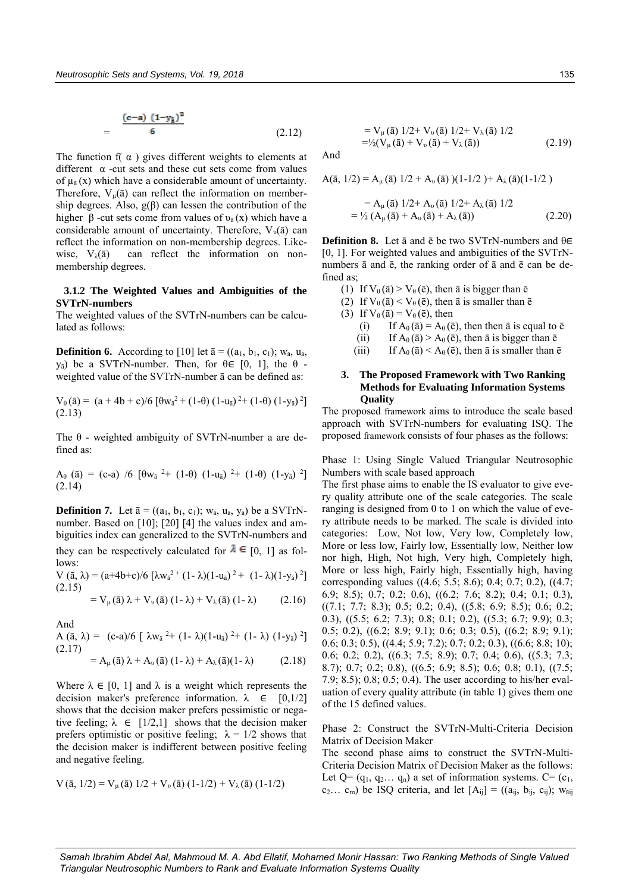$$= \frac{(c-a)\ (1-y_{\bar{a}})^2}{6} \quad (2.12)$$

The function f( α ) gives different weights to elements at different α -cut sets and these cut sets come from values of $\mu_{\bar{a}}(x)$ which have a considerable amount of uncertainty. Therefore, $V_\mu(\bar{a})$ can reflect the information on membership degrees. Also, g(β) can lessen the contribution of the higher β -cut sets come from values of $\upsilon_{\bar{a}}(x)$ which have a considerable amount of uncertainty. Therefore, $V_\upsilon(\bar{a})$ can reflect the information on non-membership degrees. Likewise, $V_\lambda(\bar{a})$ can reflect the information on non-membership degrees.

### 3.1.2 The Weighted Values and Ambiguities of the SVTrN-numbers

The weighted values of the SVTrN-numbers can be calculated as follows:

**Definition 6.** According to [10] let $\bar{a} = ((a_1, b_1, c_1); w_{\bar{a}}, u_{\bar{a}}, y_{\bar{a}})$ be a SVTrN-number. Then, for θ∈ [0, 1], the θ - weighted value of the SVTrN-number ā can be defined as:

$$V_\theta(\bar{a}) = (a + 4b + c)/6\ [\theta w_{\bar{a}}^2 + (1-\theta)\ (1-u_{\bar{a}})^2 + (1-\theta)\ (1-y_{\bar{a}})^2] \quad (2.13)$$

The θ - weighted ambiguity of SVTrN-number a are defined as:

$$A_\theta(\bar{a}) = (c-a)\ /6\ [\theta w_{\bar{a}}^2 + (1-\theta)\ (1-u_{\bar{a}})^2 + (1-\theta)\ (1-y_{\bar{a}})^2] \quad (2.14)$$

**Definition 7.** Let $\bar{a} = ((a_1, b_1, c_1); w_{\bar{a}}, u_{\bar{a}}, y_{\bar{a}})$ be a SVTrN-number. Based on [10]; [20] [4] the values index and ambiguities index can generalized to the SVTrN-numbers and they can be respectively calculated for λ ∈ [0, 1] as follows:

$$V(\bar{a}, \lambda) = (a+4b+c)/6\ [\lambda w_{\bar{a}}^2 + (1-\lambda)(1-u_{\bar{a}})^2 + (1-\lambda)(1-y_{\bar{a}})^2] \quad (2.15)$$

$$= V_\mu(\bar{a})\ \lambda + V_\upsilon(\bar{a})\ (1-\lambda) + V_\lambda(\bar{a})\ (1-\lambda) \quad (2.16)$$

And

$$A(\bar{a}, \lambda) = (c-a)/6\ [\lambda w_{\bar{a}}^2 + (1-\lambda)(1-u_{\bar{a}})^2 + (1-\lambda)\ (1-y_{\bar{a}})^2] \quad (2.17)$$

$$= A_\mu(\bar{a})\ \lambda + A_\upsilon(\bar{a})\ (1-\lambda) + A_\lambda(\bar{a})(1-\lambda) \quad (2.18)$$

Where λ ∈ [0, 1] and λ is a weight which represents the decision maker's preference information. λ ∈ [0,1/2] shows that the decision maker prefers pessimistic or negative feeling; λ ∈ [1/2,1] shows that the decision maker prefers optimistic or positive feeling; λ = 1/2 shows that the decision maker is indifferent between positive feeling and negative feeling.

$$V(\bar{a}, 1/2) = V_\mu(\bar{a})\ 1/2 + V_\upsilon(\bar{a})\ (1-1/2) + V_\lambda(\bar{a})\ (1-1/2)$$

$$= V_\mu(\bar{a})\ 1/2 + V_\upsilon(\bar{a})\ 1/2 + V_\lambda(\bar{a})\ 1/2$$

$$= ½(V_\mu(\bar{a}) + V_\upsilon(\bar{a}) + V_\lambda(\bar{a})) \quad (2.19)$$

And

$$A(\bar{a}, 1/2) = A_\mu(\bar{a})\ 1/2 + A_\upsilon(\bar{a})\ )(1-1/2\ ) + A_\lambda(\bar{a})(1-1/2\ )$$

$$= A_\mu(\bar{a})\ 1/2 + A_\upsilon(\bar{a})\ 1/2 + A_\lambda(\bar{a})\ 1/2$$

$$= ½\ (A_\mu(\bar{a}) + A_\upsilon(\bar{a}) + A_\lambda(\bar{a})) \quad (2.20)$$

**Definition 8.** Let ā and ē be two SVTrN-numbers and θ∈ [0, 1]. For weighted values and ambiguities of the SVTrN-numbers ā and ē, the ranking order of ā and ē can be defined as;

1. If $V_\theta(\bar{a}) > V_\theta(\bar{e})$, then ā is bigger than ē
2. If $V_\theta(\bar{a}) < V_\theta(\bar{e})$, then ā is smaller than ē
3. If $V_\theta(\bar{a}) = V_\theta(\bar{e})$, then
   1. If $A_\theta(\bar{a}) = A_\theta(\bar{e})$, then then ā is equal to ē
   2. If $A_\theta(\bar{a}) > A_\theta(\bar{e})$, then ā is bigger than ē
   3. If $A_\theta(\bar{a}) < A_\theta(\bar{e})$, then ā is smaller than ē

## 3. The Proposed Framework with Two Ranking Methods for Evaluating Information Systems Quality

The proposed framework aims to introduce the scale based approach with SVTrN-numbers for evaluating ISQ. The proposed framework consists of four phases as the follows:

Phase 1: Using Single Valued Triangular Neutrosophic Numbers with scale based approach

The first phase aims to enable the IS evaluator to give every quality attribute one of the scale categories. The scale ranging is designed from 0 to 1 on which the value of every attribute needs to be marked. The scale is divided into categories: Low, Not low, Very low, Completely low, More or less low, Fairly low, Essentially low, Neither low nor high, High, Not high, Very high, Completely high, More or less high, Fairly high, Essentially high, having corresponding values ((4.6; 5.5; 8.6); 0.4; 0.7; 0.2), ((4.7; 6.9; 8.5); 0.7; 0.2; 0.6), ((6.2; 7.6; 8.2); 0.4; 0.1; 0.3), ((7.1; 7.7; 8.3); 0.5; 0.2; 0.4), ((5.8; 6.9; 8.5); 0.6; 0.2; 0.3), ((5.5; 6.2; 7.3); 0.8; 0.1; 0.2), ((5.3; 6.7; 9.9); 0.3; 0.5; 0.2), ((6.2; 8.9; 9.1); 0.6; 0.3; 0.5), ((6.2; 8.9; 9.1); 0.6; 0.3; 0.5), ((4.4; 5.9; 7.2); 0.7; 0.2; 0.3), ((6.6; 8.8; 10); 0.6; 0.2; 0.2), ((6.3; 7.5; 8.9); 0.7; 0.4; 0.6), ((5.3; 7.3; 8.7); 0.7; 0.2; 0.8), ((6.5; 6.9; 8.5); 0.6; 0.8; 0.1), ((7.5; 7.9; 8.5); 0.8; 0.5; 0.4). The user according to his/her evaluation of every quality attribute (in table 1) gives them one of the 15 defined values.

Phase 2: Construct the SVTrN-Multi-Criteria Decision Matrix of Decision Maker

The second phase aims to construct the SVTrN-Multi-Criteria Decision Matrix of Decision Maker as the follows: Let Q= ($q_1$, $q_2$… $q_n$) a set of information systems. C= ($c_1$, $c_2$… $c_m$) be ISQ criteria, and let $[A_{ij}] = ((a_{ij}, b_{ij}, c_{ij}); w_{\bar{a}ij}$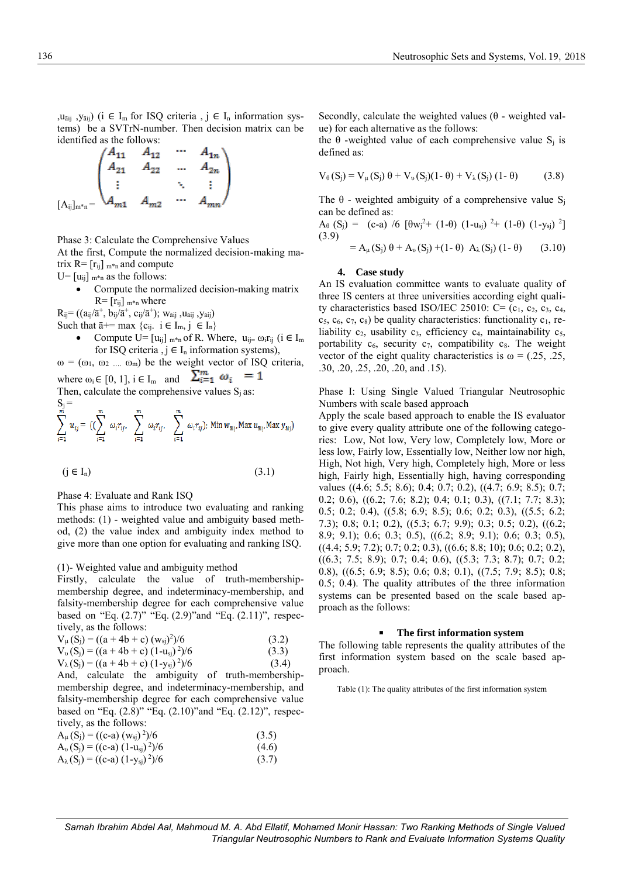$,u_{\tilde{a}ij}, y_{\tilde{a}ij})$ ($i \in I_m$ for ISQ criteria , $j \in I_n$ information systems) be a SVTrN-number. Then decision matrix can be identified as the follows:

$$[A_{ij}]_{m*n} = \begin{pmatrix} A_{11} & A_{12} & \cdots & A_{1n} \\ A_{21} & A_{22} & \cdots & A_{2n} \\ \vdots & & \ddots & \vdots \\ A_{m1} & A_{m2} & \cdots & A_{mn} \end{pmatrix}$$

Phase 3: Calculate the Comprehensive Values

At the first, Compute the normalized decision-making matrix $R= [r_{ij}]_{m*n}$ and compute $U= [u_{ij}]_{m*n}$ as the follows:

- Compute the normalized decision-making matrix $R= [r_{ij}]_{m*n}$ where

$R_{ij}= ((a_{ij}/\bar{a}^+, b_{ij}/\bar{a}^+, c_{ij}/\bar{a}^+); w_{\tilde{a}ij}, u_{\tilde{a}ij}, y_{\tilde{a}ij})$

Such that $\bar{a}^+ = \max \{c_{ij}.\ i \in I_m, j \in I_n\}$

- Compute $U= [u_{ij}]_{m*n}$ of R. Where, $u_{ij} = \omega_i r_{ij}$ ($i \in I_m$ for ISQ criteria , $j \in I_n$ information systems),

$\omega = (\omega_1, \omega_2 \ldots \omega_m)$ be the weight vector of ISQ criteria, where $\omega_i \in [0, 1]$, $i \in I_m$ and $\sum_{i=1}^{m} \omega_i = 1$

Then, calculate the comprehensive values $S_j$ as:

$$S_j = \sum_{i=1}^{m} u_{ij} = ((\sum_{i=1}^{m} \omega_i r_{ij}, \sum_{i=1}^{m} \omega_i r_{ij}, \sum_{i=1}^{m} \omega_i r_{ij}); \text{Min } w_{\tilde{a}ij}, \text{Max } u_{\tilde{a}ij}, \text{Max } y_{\tilde{a}ij})$$

$(j \in I_n)$ (3.1)

Phase 4: Evaluate and Rank ISQ

This phase aims to introduce two evaluating and ranking methods: (1) - weighted value and ambiguity based method, (2) the value index and ambiguity index method to give more than one option for evaluating and ranking ISQ.

(1)- Weighted value and ambiguity method

Firstly, calculate the value of truth-membership-membership degree, and indeterminacy-membership, and falsity-membership degree for each comprehensive value based on "Eq. (2.7)" "Eq. (2.9)"and "Eq. (2.11)", respectively, as the follows:

$V_\mu (S_j) = ((a + 4b + c) (w_{sj})^2)/6$ (3.2)

$V_\upsilon (S_j) = ((a + 4b + c) (1-u_{sj})^2)/6$ (3.3)

$V_\lambda (S_j) = ((a + 4b + c) (1-y_{sj})^2)/6$ (3.4)

And, calculate the ambiguity of truth-membership-membership degree, and indeterminacy-membership, and falsity-membership degree for each comprehensive value based on "Eq. (2.8)" "Eq. (2.10)"and "Eq. (2.12)", respectively, as the follows:

$A_\mu (S_j) = ((c-a) (w_{sj})^2)/6$ (3.5)

$A_\upsilon (S_j) = ((c-a) (1-u_{sj})^2)/6$ (4.6)

$A_\lambda (S_j) = ((c-a) (1-y_{sj})^2)/6$ (3.7)

Secondly, calculate the weighted values ($\theta$ - weighted value) for each alternative as the follows:

the $\theta$ -weighted value of each comprehensive value $S_j$ is defined as:

$V_\theta (S_j) = V_\mu (S_j)\, \theta + V_\upsilon (S_j)(1- \theta) + V_\lambda (S_j)\, (1- \theta)$ (3.8)

The $\theta$ - weighted ambiguity of a comprehensive value $S_j$ can be defined as:

$A_\theta (S_j) = (c\text{-}a) /6\ [\theta w_j^2 + (1\text{-}\theta)\ (1\text{-}u_{sj})^2 + (1\text{-}\theta)\ (1\text{-}y_{sj})^2]$ (3.9)

$= A_\mu (S_j)\, \theta + A_\upsilon (S_j) + (1\text{-}\theta)\ A_\lambda (S_j)\, (1\text{-}\theta)$ (3.10)

## 4. Case study

An IS evaluation committee wants to evaluate quality of three IS centers at three universities according eight quality characteristics based ISO/IEC 25010: C= ($c_1$, $c_2$, $c_3$, $c_4$, $c_5$, $c_6$, $c_7$, $c_8$) be quality characteristics: functionality $c_1$, reliability $c_2$, usability $c_3$, efficiency $c_4$, maintainability $c_5$, portability $c_6$, security $c_7$, compatibility $c_8$. The weight vector of the eight quality characteristics is $\omega$ = (.25, .25, .30, .20, .25, .20, .20, and .15).

Phase I: Using Single Valued Triangular Neutrosophic Numbers with scale based approach

Apply the scale based approach to enable the IS evaluator to give every quality attribute one of the following categories: Low, Not low, Very low, Completely low, More or less low, Fairly low, Essentially low, Neither low nor high, High, Not high, Very high, Completely high, More or less high, Fairly high, Essentially high, having corresponding values ((4.6; 5.5; 8.6); 0.4; 0.7; 0.2), ((4.7; 6.9; 8.5); 0.7; 0.2; 0.6), ((6.2; 7.6; 8.2); 0.4; 0.1; 0.3), ((7.1; 7.7; 8.3); 0.5; 0.2; 0.4), ((5.8; 6.9; 8.5); 0.6; 0.2; 0.3), ((5.5; 6.2; 7.3); 0.8; 0.1; 0.2), ((5.3; 6.7; 9.9); 0.3; 0.5; 0.2), ((6.2; 8.9; 9.1); 0.6; 0.3; 0.5), ((6.2; 8.9; 9.1); 0.6; 0.3; 0.5), ((4.4; 5.9; 7.2); 0.7; 0.2; 0.3), ((6.6; 8.8; 10); 0.6; 0.2; 0.2), ((6.3; 7.5; 8.9); 0.7; 0.4; 0.6), ((5.3; 7.3; 8.7); 0.7; 0.2; 0.8), ((6.5; 6.9; 8.5); 0.6; 0.8; 0.1), ((7.5; 7.9; 8.5); 0.8; 0.5; 0.4). The quality attributes of the three information systems can be presented based on the scale based approach as the follows:

- **The first information system**

The following table represents the quality attributes of the first information system based on the scale based approach.

Table (1): The quality attributes of the first information system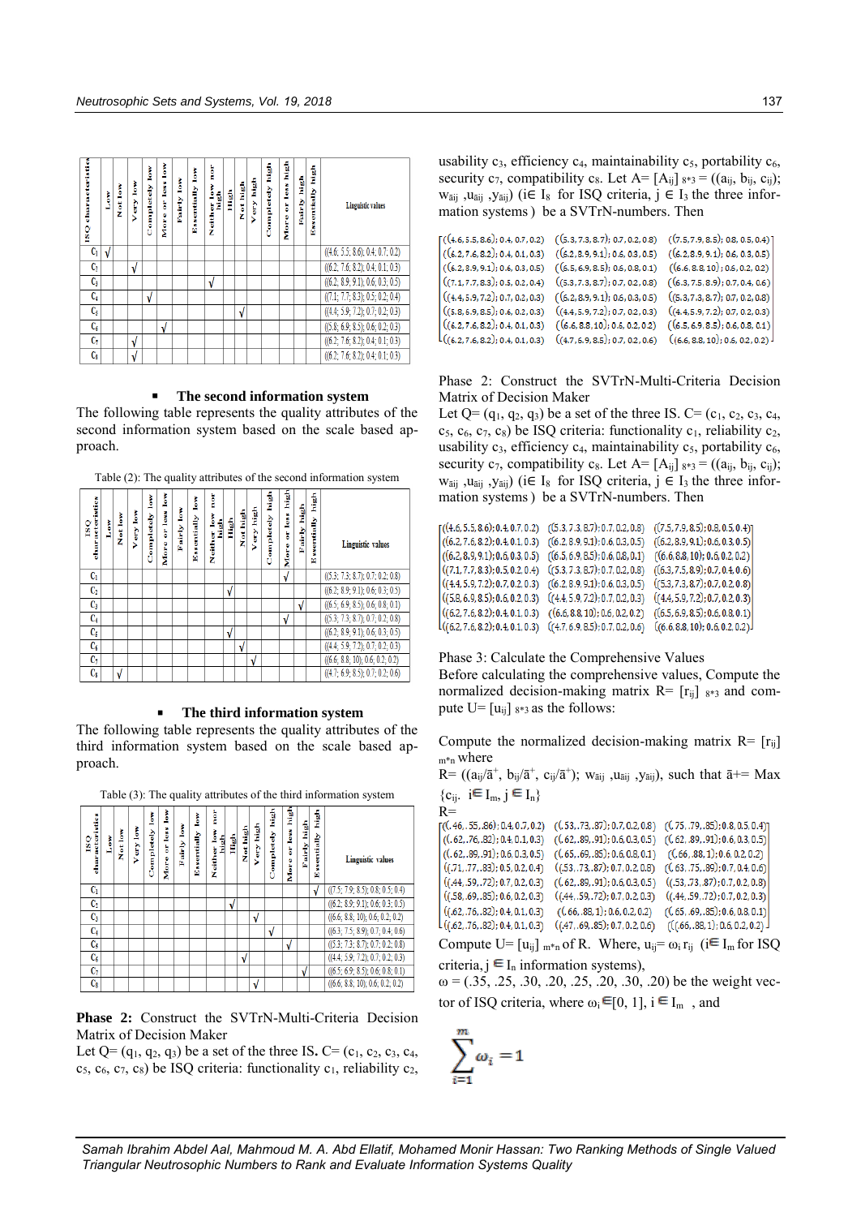| ISO characteristics | Low | Not low | Very low | Completely low | More or less low | Fairly low | Essentially low | Neither low nor high | High | Not high | Very high | Completely high | More or less high | Fairly high | Essentially high | Linguistic values |
|---|---|---|---|---|---|---|---|---|---|---|---|---|---|---|---|---|
| $C_1$ | √ | | | | | | | | | | | | | | | ((4.6; 5.5; 8.6); 0.4, 0.7, 0.2) |
| $C_2$ | | | √ | | | | | | | | | | | | | ((6.2; 7.6; 8.2); 0.4, 0.1, 0.3) |
| $C_3$ | | | | | | | | √ | | | | | | | | ((6.2; 8.9; 9.1); 0.6, 0.3, 0.5) |
| $C_4$ | | | | √ | | | | | | | | | | | | ((7.1; 7.7; 8.3); 0.5, 0.2, 0.4) |
| $C_5$ | | | | | | | | | | √ | | | | | | ((4.4; 5.9; 7.2); 0.7, 0.2, 0.3) |
| $C_6$ | | | | | √ | | | | | | | | | | | ((5.8; 6.9; 8.5); 0.6, 0.2, 0.3) |
| $C_7$ | | | √ | | | | | | | | | | | | | ((6.2; 7.6; 8.2); 0.4, 0.1, 0.3) |
| $C_8$ | | | √ | | | | | | | | | | | | | ((6.2; 7.6; 8.2); 0.4, 0.1, 0.3) |

- **The second information system**

The following table represents the quality attributes of the second information system based on the scale based approach.

Table (2): The quality attributes of the second information system

| ISO characteristics | Low | Not low | Very low | Completely low | More or less low | Fairly low | Essentially low | Neither low nor high | High | Not high | Very high | Completely high | More or less high | Fairly high | Essentially high | Linguistic values |
|---|---|---|---|---|---|---|---|---|---|---|---|---|---|---|---|---|
| $C_1$ | | | | | | | | | | | | | √ | | | ((5.3; 7.3; 8.7); 0.7, 0.2, 0.8) |
| $C_2$ | | | | | | | | | √ | | | | | | | ((6.2; 8.9; 9.1); 0.6, 0.3, 0.5) |
| $C_3$ | | | | | | | | | | | | | | √ | | ((6.5; 6.9; 8.5); 0.6, 0.8, 0.1) |
| $C_4$ | | | | | | | | | | | | | √ | | | ((5.3; 7.3; 8.7); 0.7, 0.2, 0.8) |
| $C_5$ | | | | | | | | | √ | | | | | | | ((6.2; 8.9; 9.1); 0.6, 0.3, 0.5) |
| $C_6$ | | | | | | | | | | √ | | | | | | ((4.4; 5.9; 7.2); 0.7, 0.2, 0.3) |
| $C_7$ | | | | | | | | | | | √ | | | | | ((6.6; 8.8; 10); 0.6, 0.2, 0.2) |
| $C_8$ | | √ | | | | | | | | | | | | | | ((4.7; 6.9; 8.5); 0.7, 0.2, 0.6) |

- **The third information system**

The following table represents the quality attributes of the third information system based on the scale based approach.

Table (3): The quality attributes of the third information system

| ISO characteristics | Low | Not low | Very low | Completely low | More or less low | Fairly low | Essentially low | Neither low nor high | High | Not high | Very high | Completely high | More or less high | Fairly high | Essentially high | Linguistic values |
|---|---|---|---|---|---|---|---|---|---|---|---|---|---|---|---|---|
| $C_1$ | | | | | | | | | | | | | | | √ | ((7.5; 7.9; 8.5); 0.8, 0.5, 0.4) |
| $C_2$ | | | | | | | | | √ | | | | | | | ((6.2; 8.9; 9.1); 0.6, 0.3, 0.5) |
| $C_3$ | | | | | | | | | | | √ | | | | | ((6.6; 8.8; 10); 0.6, 0.2, 0.2) |
| $C_4$ | | | | | | | | | | | | √ | | | | ((6.3; 7.5; 8.9); 0.7, 0.4, 0.6) |
| $C_5$ | | | | | | | | | | | | | √ | | | ((5.3; 7.3; 8.7); 0.7, 0.2, 0.8) |
| $C_6$ | | | | | | | | | | √ | | | | | | ((4.4; 5.9; 7.2); 0.7, 0.2, 0.3) |
| $C_7$ | | | | | | | | | | | | | | √ | | ((6.5; 6.9; 8.5); 0.6, 0.8, 0.1) |
| $C_8$ | | | | | | | | | | | √ | | | | | ((6.6; 8.8; 10); 0.6, 0.2, 0.2) |

**Phase 2:** Construct the SVTrN-Multi-Criteria Decision Matrix of Decision Maker

Let Q= ($q_1$, $q_2$, $q_3$) be a set of the three IS**.** C= ($c_1$, $c_2$, $c_3$, $c_4$, $c_5$, $c_6$, $c_7$, $c_8$) be ISQ criteria: functionality $c_1$, reliability $c_2$, usability $c_3$, efficiency $c_4$, maintainability $c_5$, portability $c_6$, security $c_7$, compatibility $c_8$. Let $A= [A_{ij}]_{8*3} = ((a_{ij}, b_{ij}, c_{ij});\ w_{\tilde{a}ij}, u_{\tilde{a}ij}, y_{\tilde{a}ij})$ ($i \in I_8$ for ISQ criteria, $j \in I_3$ the three information systems) be a SVTrN-numbers. Then

$$\begin{bmatrix} ((4.6,5.5,8.6);0.4,0.7,0.2) & ((5.3,7.3,8.7);0.7,0.2,0.8) & ((7.5,7.9,8.5);0.8,0.5,0.4) \\ ((6.2,7.6,8.2);0.4,0.1,0.3) & ((6.2,8.9,9.1);0.6,0.3,0.5) & ((6.2,8.9,9.1);0.6,0.3,0.5) \\ ((6.2,8.9,9.1);0.6,0.3,0.5) & ((6.5,6.9,8.5);0.6,0.8,0.1) & ((6.6,8.8,10);0.6,0.2,0.2) \\ ((7.1,7.7,8.3);0.5,0.2,0.4) & ((5.3,7.3,8.7);0.7,0.2,0.8) & ((6.3,7.5,8.9);0.7,0.4,0.6) \\ ((4.4,5.9,7.2);0.7,0.2,0.3) & ((6.2,8.9,9.1);0.6,0.3,0.5) & ((5.3,7.3,8.7);0.7,0.2,0.8) \\ ((5.8,6.9,8.5);0.6,0.2,0.3) & ((4.4,5.9,7.2);0.7,0.2,0.3) & ((4.4,5.9,7.2);0.7,0.2,0.3) \\ ((6.2,7.6,8.2);0.4,0.1,0.3) & ((6.6,8.8,10);0.6,0.2,0.2) & ((6.5,6.9,8.5);0.6,0.8,0.1) \\ ((6.2,7.6,8.2);0.4,0.1,0.3) & ((4.7,6.9,8.5);0.7,0.2,0.6) & ((6.6,8.8,10);0.6,0.2,0.2) \end{bmatrix}$$

Phase 2: Construct the SVTrN-Multi-Criteria Decision Matrix of Decision Maker

Let Q= ($q_1$, $q_2$, $q_3$) be a set of the three IS. C= ($c_1$, $c_2$, $c_3$, $c_4$, $c_5$, $c_6$, $c_7$, $c_8$) be ISQ criteria: functionality $c_1$, reliability $c_2$, usability $c_3$, efficiency $c_4$, maintainability $c_5$, portability $c_6$, security $c_7$, compatibility $c_8$. Let $A= [A_{ij}]_{8*3} = ((a_{ij}, b_{ij}, c_{ij});\ w_{\tilde{a}ij}, u_{\tilde{a}ij}, y_{\tilde{a}ij})$ ($i \in I_8$ for ISQ criteria, $j \in I_3$ the three information systems) be a SVTrN-numbers. Then

$$\begin{bmatrix} ((4.6,5.5,8.6);0.4,0.7,0.2) & ((5.3,7.3,8.7);0.7,0.2,0.8) & ((7.5,7.9,8.5);0.8,0.5,0.4) \\ ((6.2,7.6,8.2);0.4,0.1,0.3) & ((6.2,8.9,9.1);0.6,0.3,0.5) & ((6.2,8.9,9.1);0.6,0.3,0.5) \\ ((6.2,8.9,9.1);0.6,0.3,0.5) & ((6.5,6.9,8.5);0.6,0.8,0.1) & ((6.6,8.8,10);0.6,0.2,0.2) \\ ((7.1,7.7,8.3);0.5,0.2,0.4) & ((5.3,7.3,8.7);0.7,0.2,0.8) & ((6.3,7.5,8.9);0.7,0.4,0.6) \\ ((4.4,5.9,7.2);0.7,0.2,0.3) & ((6.2,8.9,9.1);0.6,0.3,0.5) & ((5.3,7.3,8.7);0.7,0.2,0.8) \\ ((5.8,6.9,8.5);0.6,0.2,0.3) & ((4.4,5.9,7.2);0.7,0.2,0.3) & ((4.4,5.9,7.2);0.7,0.2,0.3) \\ ((6.2,7.6,8.2);0.4,0.1,0.3) & ((6.6,8.8,10);0.6,0.2,0.2) & ((6.5,6.9,8.5);0.6,0.8,0.1) \\ ((6.2,7.6,8.2);0.4,0.1,0.3) & ((4.7,6.9,8.5);0.7,0.2,0.6) & ((6.6,8.8,10);0.6,0.2,0.2) \end{bmatrix}$$

Phase 3: Calculate the Comprehensive Values

Before calculating the comprehensive values, Compute the normalized decision-making matrix $R= [r_{ij}]_{8*3}$ and compute $U= [u_{ij}]_{8*3}$ as the follows:

Compute the normalized decision-making matrix $R= [r_{ij}]_{m*n}$ where

$R= ((a_{ij}/\bar{a}^+, b_{ij}/\bar{a}^+, c_{ij}/\bar{a}^+);\ w_{\tilde{a}ij}, u_{\tilde{a}ij}, y_{\tilde{a}ij})$, such that $\bar{a}^+= \text{Max}\ \{c_{ij}.\ i \in I_m, j \in I_n\}$

R=

$$\begin{bmatrix} ((.46,.55,.86);0.4,0.7,0.2) & ((.53,.73,.87);0.7,0.2,0.8) & ((.75,.79,.85);0.8,0.5,0.4) \\ ((.62,.76,.82);0.4,0.1,0.3) & ((.62,.89,.91);0.6,0.3,0.5) & ((.62,.89,.91);0.6,0.3,0.5) \\ ((.62,.89,.91);0.6,0.3,0.5) & ((.65,.69,.85);0.6,0.8,0.1) & ((.66,.88,1);0.6,0.2,0.2) \\ ((.71,.77,.83);0.5,0.2,0.4) & ((.53,.73,.87);0.7,0.2,0.8) & ((.63,.75,.89);0.7,0.4,0.6) \\ ((.44,.59,.72);0.7,0.2,0.3) & ((.62,.89,.91);0.6,0.3,0.5) & ((.53,.73,.87);0.7,0.2,0.8) \\ ((.58,.69,.85);0.6,0.2,0.3) & ((.44,.59,.72);0.7,0.2,0.3) & ((.44,.59,.72);0.7,0.2,0.3) \\ ((.62,.76,.82);0.4,0.1,0.3) & ((.66,.88,1);0.6,0.2,0.2) & ((.65,.69,.85);0.6,0.8,0.1) \\ ((.62,.76,.82);0.4,0.1,0.3) & ((.47,.69,.85);0.7,0.2,0.6) & ((.66,.88,1);0.6,0.2,0.2) \end{bmatrix}$$

Compute $U= [u_{ij}]_{m*n}$ of R. Where, $u_{ij}= \omega_i r_{ij}$ ($i \in I_m$ for ISQ criteria, $j \in I_n$ information systems),

$\omega$ = (.35, .25, .30, .20, .25, .20, .30, .20) be the weight vector of ISQ criteria, where $\omega_i \in [0, 1]$, $i \in I_m$ , and

$$\sum_{i=1}^{m} \omega_i = 1$$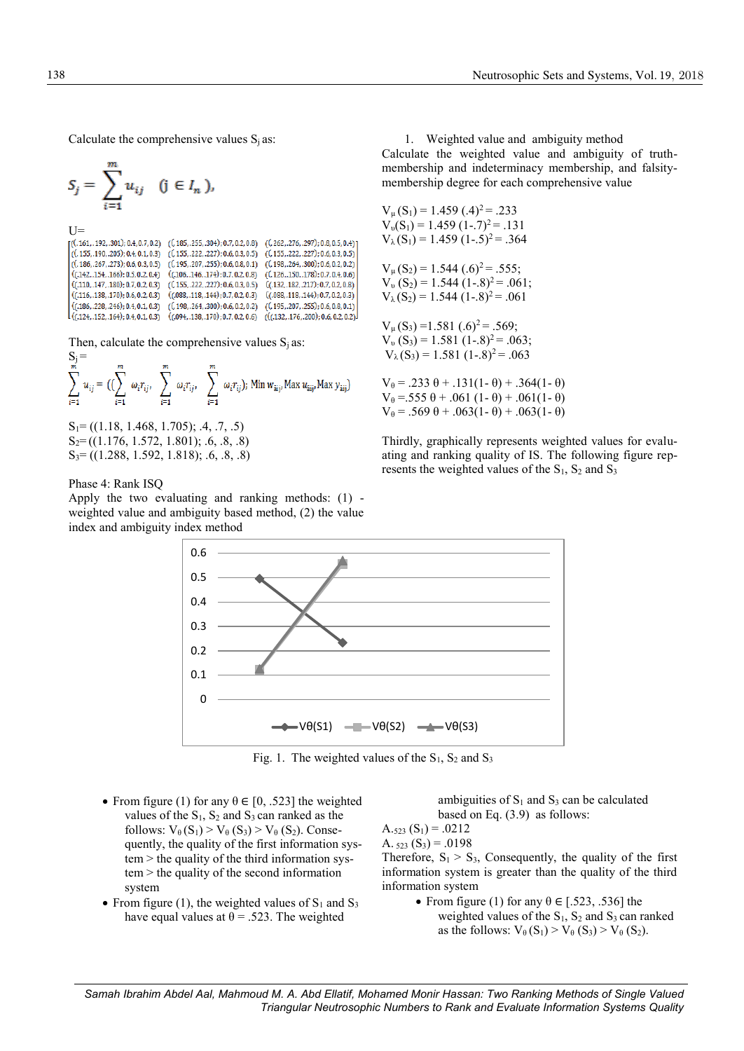Calculate the comprehensive values $S_j$ as:

$$S_j = \sum_{i=1}^{m} u_{ij} \quad (j \in I_n),$$

U=

$$\begin{bmatrix}
((.161,.192,.301);0.4,0.7,0.2) & ((.185,.255,.304);0.7,0.2,0.8) & ((.262,.276,.297);0.8,0.5,0.4) \\
((.155,.190,.205);0.4,0.1,0.3) & ((.155,.222,.227);0.6,0.3,0.5) & ((.155,.222,.227);0.6,0.3,0.5) \\
((.186,.267,.273);0.6,0.3,0.5) & ((.195,.207,.255);0.6,0.8,0.1) & ((.198,.264,.300);0.6,0.2,0.2) \\
((.142,.154,.166);0.5,0.2,0.4) & ((.106,.146,.174);0.7,0.2,0.8) & ((.126,.150,.178);0.7,0.4,0.6) \\
((.110,.147,.180);0.7,0.2,0.3) & ((.155,.222,.227);0.6,0.3,0.5) & ((.132,.182,.217);0.7,0.2,0.8) \\
((.116,.138,.170);0.6,0.2,0.3) & ((.088,.118,.144);0.7,0.2,0.3) & ((.088,.118,.144);0.7,0.2,0.3) \\
((.186,.228,.246);0.4,0.1,0.3) & ((.198,.264,.300);0.6,0.2,0.2) & ((.195,.207,.255);0.6,0.8,0.1) \\
((.124,.152,.164);0.4,0.1,0.3) & ((.094,.138,.170);0.7,0.2,0.6) & ((.132,.176,.200);0.6,0.2,0.2)
\end{bmatrix}$$

Then, calculate the comprehensive values $S_j$ as:

$S_j =$

$$\sum_{i=1}^{m} u_{ij} = ((\sum_{i=1}^{m} \omega_i r_{ij}, \sum_{i=1}^{m} \omega_i r_{ij}, \sum_{i=1}^{m} \omega_i r_{ij}); \text{Min } w_{\tilde{a}_{ij}}, \text{Max } u_{\tilde{a}_{ij}}, \text{Max } y_{\tilde{a}_{ij}})$$

$S_1= ((1.18, 1.468, 1.705); .4, .7, .5)$
$S_2= ((1.176, 1.572, 1.801); .6, .8, .8)$
$S_3= ((1.288, 1.592, 1.818); .6, .8, .8)$

Phase 4: Rank ISQ

Apply the two evaluating and ranking methods: (1) - weighted value and ambiguity based method, (2) the value index and ambiguity index method

1. Weighted value and ambiguity method

Calculate the weighted value and ambiguity of truth-membership and indeterminacy membership, and falsity-membership degree for each comprehensive value

$V_\mu (S_1) = 1.459\ (.4)^2 = .233$
$V_\upsilon(S_1) = 1.459\ (1-.7)^2 = .131$
$V_\lambda (S_1) = 1.459\ (1-.5)^2 = .364$

$V_\mu (S_2) = 1.544\ (.6)^2 = .555;$
$V_\upsilon (S_2) = 1.544\ (1-.8)^2 = .061;$
$V_\lambda (S_2) = 1.544\ (1-.8)^2 = .061$

$V_\mu (S_3) =1.581\ (.6)^2 = .569;$
$V_\upsilon (S_3) = 1.581\ (1-.8)^2 = .063;$
$V_\lambda (S_3) = 1.581\ (1-.8)^2 = .063$

$V_\theta = .233\ \theta + .131(1- \theta) + .364(1- \theta)$
$V_\theta =.555\ \theta + .061\ (1- \theta) + .061(1- \theta)$
$V_\theta = .569\ \theta + .063(1- \theta) + .063(1- \theta)$

Thirdly, graphically represents weighted values for evaluating and ranking quality of IS. The following figure represents the weighted values of the $S_1$, $S_2$ and $S_3$

Fig. 1. The weighted values of the $S_1$, $S_2$ and $S_3$

- From figure (1) for any $\theta \in [0, .523]$ the weighted values of the $S_1$, $S_2$ and $S_3$ can ranked as the follows: $V_\theta (S_1) > V_\theta (S_3) > V_\theta (S_2)$. Consequently, the quality of the first information system > the quality of the third information system > the quality of the second information system
- From figure (1), the weighted values of $S_1$ and $S_3$ have equal values at $\theta = .523$. The weighted ambiguities of $S_1$ and $S_3$ can be calculated based on Eq. (3.9) as follows:

$A_{.523} (S_1) = .0212$
$A_{.523} (S_3) = .0198$

Therefore, $S_1 > S_3$, Consequently, the quality of the first information system is greater than the quality of the third information system

- From figure (1) for any $\theta \in [.523, .536]$ the weighted values of the $S_1$, $S_2$ and $S_3$ can ranked as the follows: $V_\theta (S_1) > V_\theta (S_3) > V_\theta (S_2)$.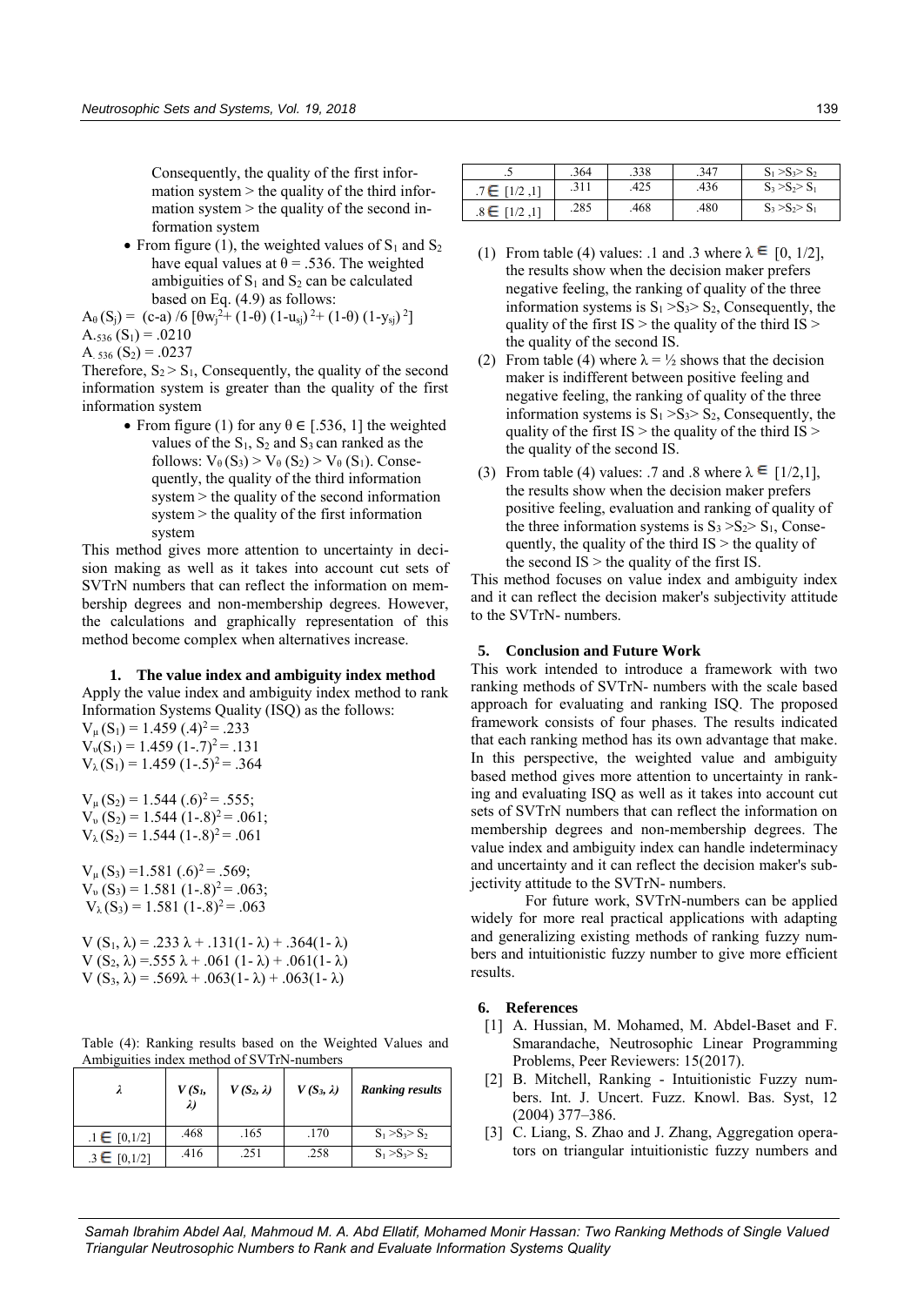Consequently, the quality of the first information system > the quality of the third information system > the quality of the second information system

- From figure (1), the weighted values of $S_1$ and $S_2$ have equal values at $\theta = .536$. The weighted ambiguities of $S_1$ and $S_2$ can be calculated based on Eq. (4.9) as follows:

$A_\theta (S_j) = (c-a) /6 [\theta w_j^2 + (1-\theta) (1-u_{sj})^2 + (1-\theta) (1-y_{sj})^2]$

$A_{.536} (S_1) = .0210$

$A_{.536} (S_2) = .0237$

Therefore, $S_2 > S_1$, Consequently, the quality of the second information system is greater than the quality of the first information system

- From figure (1) for any $\theta \in [.536, 1]$ the weighted values of the $S_1$, $S_2$ and $S_3$ can ranked as the follows: $V_\theta (S_3) > V_\theta (S_2) > V_\theta (S_1)$. Consequently, the quality of the third information system > the quality of the second information system > the quality of the first information system

This method gives more attention to uncertainty in decision making as well as it takes into account cut sets of SVTrN numbers that can reflect the information on membership degrees and non-membership degrees. However, the calculations and graphically representation of this method become complex when alternatives increase.

### 1. The value index and ambiguity index method

Apply the value index and ambiguity index method to rank Information Systems Quality (ISQ) as the follows:

$V_\mu (S_1) = 1.459 (.4)^2 = .233$
$V_\upsilon(S_1) = 1.459 (1-.7)^2 = .131$
$V_\lambda (S_1) = 1.459 (1-.5)^2 = .364$

$V_\mu (S_2) = 1.544 (.6)^2 = .555;$
$V_\upsilon (S_2) = 1.544 (1-.8)^2 = .061;$
$V_\lambda (S_2) = 1.544 (1-.8)^2 = .061$

$V_\mu (S_3) = 1.581 (.6)^2 = .569;$
$V_\upsilon (S_3) = 1.581 (1-.8)^2 = .063;$
$V_\lambda (S_3) = 1.581 (1-.8)^2 = .063$

$V (S_1, \lambda) = .233 \lambda + .131(1- \lambda) + .364(1- \lambda)$
$V (S_2, \lambda) = .555 \lambda + .061 (1- \lambda) + .061(1- \lambda)$
$V (S_3, \lambda) = .569\lambda + .063(1- \lambda) + .063(1- \lambda)$

Table (4): Ranking results based on the Weighted Values and Ambiguities index method of SVTrN-numbers

| $\lambda$ | $V (S_1, \lambda)$ | $V (S_2, \lambda)$ | $V (S_3, \lambda)$ | Ranking results |
|---|---|---|---|---|
| $.1 \in [0,1/2]$ | .468 | .165 | .170 | $S_1 > S_3 > S_2$ |
| $.3 \in [0,1/2]$ | .416 | .251 | .258 | $S_1 > S_3 > S_2$ |
| .5 | .364 | .338 | .347 | $S_1 > S_3 > S_2$ |
| $.7 \in [1/2,1]$ | .311 | .425 | .436 | $S_3 > S_2 > S_1$ |
| $.8 \in [1/2,1]$ | .285 | .468 | .480 | $S_3 > S_2 > S_1$ |

(1) From table (4) values: .1 and .3 where $\lambda \in [0, 1/2]$, the results show when the decision maker prefers negative feeling, the ranking of quality of the three information systems is $S_1 > S_3 > S_2$, Consequently, the quality of the first IS > the quality of the third IS > the quality of the second IS.

(2) From table (4) where $\lambda = ½$ shows that the decision maker is indifferent between positive feeling and negative feeling, the ranking of quality of the three information systems is $S_1 > S_3 > S_2$, Consequently, the quality of the first IS > the quality of the third IS > the quality of the second IS.

(3) From table (4) values: .7 and .8 where $\lambda \in [1/2,1]$, the results show when the decision maker prefers positive feeling, evaluation and ranking of quality of the three information systems is $S_3 > S_2 > S_1$, Consequently, the quality of the third IS > the quality of the second IS > the quality of the first IS.

This method focuses on value index and ambiguity index and it can reflect the decision maker's subjectivity attitude to the SVTrN- numbers.

## 5. Conclusion and Future Work

This work intended to introduce a framework with two ranking methods of SVTrN- numbers with the scale based approach for evaluating and ranking ISQ. The proposed framework consists of four phases. The results indicated that each ranking method has its own advantage that make. In this perspective, the weighted value and ambiguity based method gives more attention to uncertainty in ranking and evaluating ISQ as well as it takes into account cut sets of SVTrN numbers that can reflect the information on membership degrees and non-membership degrees. The value index and ambiguity index can handle indeterminacy and uncertainty and it can reflect the decision maker's subjectivity attitude to the SVTrN- numbers.

For future work, SVTrN-numbers can be applied widely for more real practical applications with adapting and generalizing existing methods of ranking fuzzy numbers and intuitionistic fuzzy number to give more efficient results.

## 6. References

[1] A. Hussian, M. Mohamed, M. Abdel-Baset and F. Smarandache, Neutrosophic Linear Programming Problems, Peer Reviewers: 15(2017).

[2] B. Mitchell, Ranking - Intuitionistic Fuzzy numbers. Int. J. Uncert. Fuzz. Knowl. Bas. Syst, 12 (2004) 377–386.

[3] C. Liang, S. Zhao and J. Zhang, Aggregation operators on triangular intuitionistic fuzzy numbers and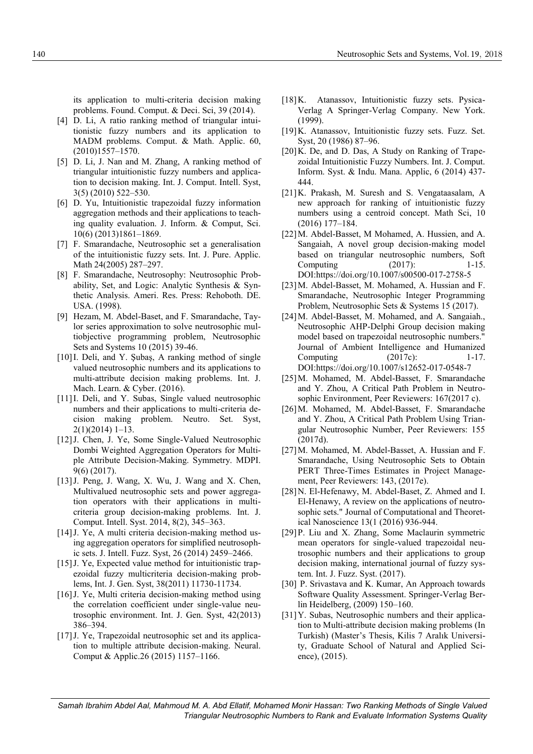its application to multi-criteria decision making problems. Found. Comput. & Deci. Sci, 39 (2014).

[4] D. Li, A ratio ranking method of triangular intuitionistic fuzzy numbers and its application to MADM problems. Comput. & Math. Applic. 60, (2010)1557–1570.

[5] D. Li, J. Nan and M. Zhang, A ranking method of triangular intuitionistic fuzzy numbers and application to decision making. Int. J. Comput. Intell. Syst, 3(5) (2010) 522–530.

[6] D. Yu, Intuitionistic trapezoidal fuzzy information aggregation methods and their applications to teaching quality evaluation. J. Inform. & Comput, Sci. 10(6) (2013)1861–1869.

[7] F. Smarandache, Neutrosophic set a generalisation of the intuitionistic fuzzy sets. Int. J. Pure. Applic. Math 24(2005) 287–297.

[8] F. Smarandache, Neutrosophy: Neutrosophic Probability, Set, and Logic: Analytic Synthesis & Synthetic Analysis. Ameri. Res. Press: Rehoboth. DE. USA. (1998).

[9] Hezam, M. Abdel-Baset, and F. Smarandache, Taylor series approximation to solve neutrosophic multiobjective programming problem, Neutrosophic Sets and Systems 10 (2015) 39-46.

[10] I. Deli, and Y. Şubaş, A ranking method of single valued neutrosophic numbers and its applications to multi-attribute decision making problems. Int. J. Mach. Learn. & Cyber. (2016).

[11] I. Deli, and Y. Subas, Single valued neutrosophic numbers and their applications to multi-criteria decision making problem. Neutro. Set. Syst, 2(1)(2014) 1–13.

[12] J. Chen, J. Ye, Some Single-Valued Neutrosophic Dombi Weighted Aggregation Operators for Multiple Attribute Decision-Making. Symmetry. MDPI. 9(6) (2017).

[13] J. Peng, J. Wang, X. Wu, J. Wang and X. Chen, Multivalued neutrosophic sets and power aggregation operators with their applications in multicriteria group decision-making problems. Int. J. Comput. Intell. Syst. 2014, 8(2), 345–363.

[14] J. Ye, A multi criteria decision-making method using aggregation operators for simplified neutrosophic sets. J. Intell. Fuzz. Syst, 26 (2014) 2459–2466.

[15] J. Ye, Expected value method for intuitionistic trapezoidal fuzzy multicriteria decision-making problems, Int. J. Gen. Syst, 38(2011) 11730-11734.

[16] J. Ye, Multi criteria decision-making method using the correlation coefficient under single-value neutrosophic environment. Int. J. Gen. Syst, 42(2013) 386–394.

[17] J. Ye, Trapezoidal neutrosophic set and its application to multiple attribute decision-making. Neural. Comput & Applic.26 (2015) 1157–1166.

[18] K. Atanassov, Intuitionistic fuzzy sets. Pysica-Verlag A Springer-Verlag Company. New York. (1999).

[19] K. Atanassov, Intuitionistic fuzzy sets. Fuzz. Set. Syst, 20 (1986) 87–96.

[20] K. De, and D. Das, A Study on Ranking of Trapezoidal Intuitionistic Fuzzy Numbers. Int. J. Comput. Inform. Syst. & Indu. Mana. Applic, 6 (2014) 437-444.

[21] K. Prakash, M. Suresh and S. Vengataasalam, A new approach for ranking of intuitionistic fuzzy numbers using a centroid concept. Math Sci, 10 (2016) 177–184.

[22] M. Abdel-Basset, M Mohamed, A. Hussien, and A. Sangaiah, A novel group decision-making model based on triangular neutrosophic numbers, Soft Computing (2017): 1-15. DOI:https://doi.org/10.1007/s00500-017-2758-5

[23] M. Abdel-Basset, M. Mohamed, A. Hussian and F. Smarandache, Neutrosophic Integer Programming Problem, Neutrosophic Sets & Systems 15 (2017).

[24] M. Abdel-Basset, M. Mohamed, and A. Sangaiah., Neutrosophic AHP-Delphi Group decision making model based on trapezoidal neutrosophic numbers." Journal of Ambient Intelligence and Humanized Computing (2017c): 1-17. DOI:https://doi.org/10.1007/s12652-017-0548-7

[25] M. Mohamed, M. Abdel-Basset, F. Smarandache and Y. Zhou, A Critical Path Problem in Neutrosophic Environment, Peer Reviewers: 167(2017 c).

[26] M. Mohamed, M. Abdel-Basset, F. Smarandache and Y. Zhou, A Critical Path Problem Using Triangular Neutrosophic Number, Peer Reviewers: 155 (2017d).

[27] M. Mohamed, M. Abdel-Basset, A. Hussian and F. Smarandache, Using Neutrosophic Sets to Obtain PERT Three-Times Estimates in Project Management, Peer Reviewers: 143, (2017e).

[28] N. El-Hefenawy, M. Abdel-Baset, Z. Ahmed and I. El-Henawy, A review on the applications of neutrosophic sets." Journal of Computational and Theoretical Nanoscience 13(1 (2016) 936-944.

[29] P. Liu and X. Zhang, Some Maclaurin symmetric mean operators for single-valued trapezoidal neutrosophic numbers and their applications to group decision making, international journal of fuzzy system. Int. J. Fuzz. Syst. (2017).

[30] P. Srivastava and K. Kumar, An Approach towards Software Quality Assessment. Springer-Verlag Berlin Heidelberg, (2009) 150–160.

[31] Y. Subas, Neutrosophic numbers and their application to Multi-attribute decision making problems (In Turkish) (Master's Thesis, Kilis 7 Aralık University, Graduate School of Natural and Applied Science), (2015).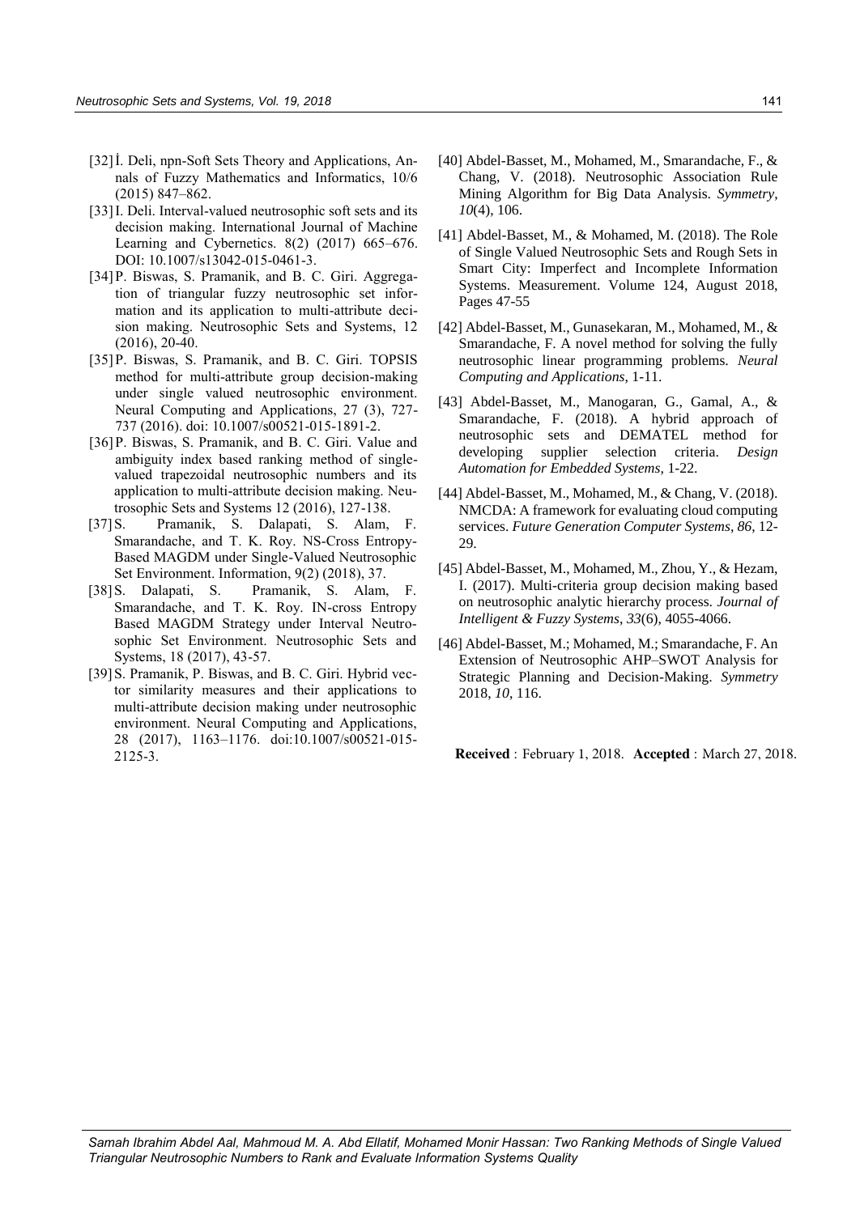[32] İ. Deli, npn-Soft Sets Theory and Applications, Annals of Fuzzy Mathematics and Informatics, 10/6 (2015) 847–862.

[33] I. Deli. Interval-valued neutrosophic soft sets and its decision making. International Journal of Machine Learning and Cybernetics. 8(2) (2017) 665–676. DOI: 10.1007/s13042-015-0461-3.

[34] P. Biswas, S. Pramanik, and B. C. Giri. Aggregation of triangular fuzzy neutrosophic set information and its application to multi-attribute decision making. Neutrosophic Sets and Systems, 12 (2016), 20-40.

[35] P. Biswas, S. Pramanik, and B. C. Giri. TOPSIS method for multi-attribute group decision-making under single valued neutrosophic environment. Neural Computing and Applications, 27 (3), 727-737 (2016). doi: 10.1007/s00521-015-1891-2.

[36] P. Biswas, S. Pramanik, and B. C. Giri. Value and ambiguity index based ranking method of single-valued trapezoidal neutrosophic numbers and its application to multi-attribute decision making. Neutrosophic Sets and Systems 12 (2016), 127-138.

[37] S. Pramanik, S. Dalapati, S. Alam, F. Smarandache, and T. K. Roy. NS-Cross Entropy-Based MAGDM under Single-Valued Neutrosophic Set Environment. Information, 9(2) (2018), 37.

[38] S. Dalapati, S. Pramanik, S. Alam, F. Smarandache, and T. K. Roy. IN-cross Entropy Based MAGDM Strategy under Interval Neutrosophic Set Environment. Neutrosophic Sets and Systems, 18 (2017), 43-57.

[39] S. Pramanik, P. Biswas, and B. C. Giri. Hybrid vector similarity measures and their applications to multi-attribute decision making under neutrosophic environment. Neural Computing and Applications, 28 (2017), 1163–1176. doi:10.1007/s00521-015-2125-3.

[40] Abdel-Basset, M., Mohamed, M., Smarandache, F., & Chang, V. (2018). Neutrosophic Association Rule Mining Algorithm for Big Data Analysis. *Symmetry*, *10*(4), 106.

[41] Abdel-Basset, M., & Mohamed, M. (2018). The Role of Single Valued Neutrosophic Sets and Rough Sets in Smart City: Imperfect and Incomplete Information Systems. Measurement. Volume 124, August 2018, Pages 47-55

[42] Abdel-Basset, M., Gunasekaran, M., Mohamed, M., & Smarandache, F. A novel method for solving the fully neutrosophic linear programming problems. *Neural Computing and Applications*, 1-11.

[43] Abdel-Basset, M., Manogaran, G., Gamal, A., & Smarandache, F. (2018). A hybrid approach of neutrosophic sets and DEMATEL method for developing supplier selection criteria. *Design Automation for Embedded Systems*, 1-22.

[44] Abdel-Basset, M., Mohamed, M., & Chang, V. (2018). NMCDA: A framework for evaluating cloud computing services. *Future Generation Computer Systems*, *86*, 12-29.

[45] Abdel-Basset, M., Mohamed, M., Zhou, Y., & Hezam, I. (2017). Multi-criteria group decision making based on neutrosophic analytic hierarchy process. *Journal of Intelligent & Fuzzy Systems*, *33*(6), 4055-4066.

[46] Abdel-Basset, M.; Mohamed, M.; Smarandache, F. An Extension of Neutrosophic AHP–SWOT Analysis for Strategic Planning and Decision-Making. *Symmetry* 2018, *10*, 116.

**Received** : February 1, 2018. **Accepted** : March 27, 2018.